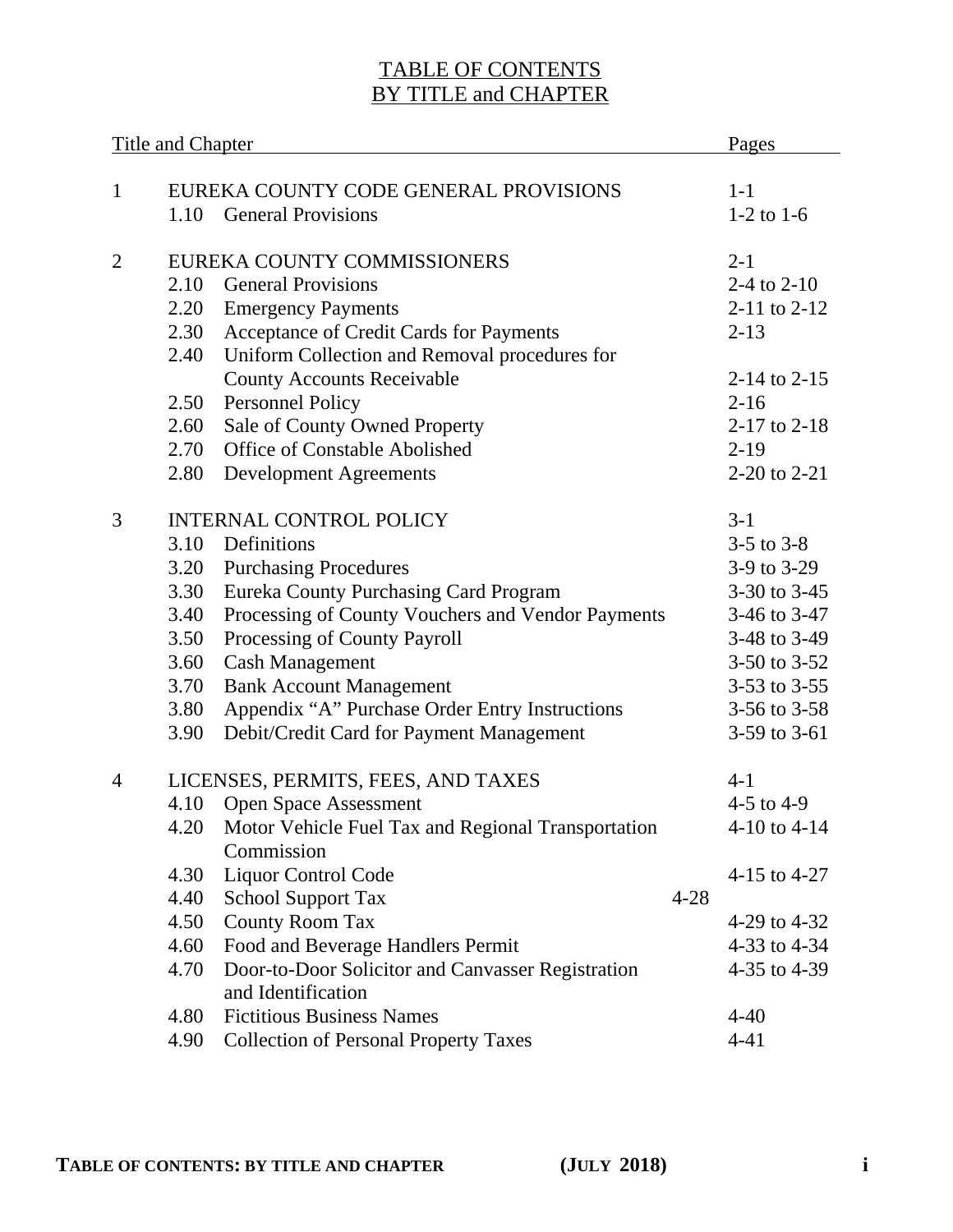# TABLE OF CONTENTS
# BY TITLE and CHAPTER

| Title and Chapter | | | Pages |
|---|---|---|---|
| 1 | | EUREKA COUNTY CODE GENERAL PROVISIONS | 1-1 |
| | 1.10 | General Provisions | 1-2 to 1-6 |
| 2 | | EUREKA COUNTY COMMISSIONERS | 2-1 |
| | 2.10 | General Provisions | 2-4 to 2-10 |
| | 2.20 | Emergency Payments | 2-11 to 2-12 |
| | 2.30 | Acceptance of Credit Cards for Payments | 2-13 |
| | 2.40 | Uniform Collection and Removal procedures for County Accounts Receivable | 2-14 to 2-15 |
| | 2.50 | Personnel Policy | 2-16 |
| | 2.60 | Sale of County Owned Property | 2-17 to 2-18 |
| | 2.70 | Office of Constable Abolished | 2-19 |
| | 2.80 | Development Agreements | 2-20 to 2-21 |
| 3 | | INTERNAL CONTROL POLICY | 3-1 |
| | 3.10 | Definitions | 3-5 to 3-8 |
| | 3.20 | Purchasing Procedures | 3-9 to 3-29 |
| | 3.30 | Eureka County Purchasing Card Program | 3-30 to 3-45 |
| | 3.40 | Processing of County Vouchers and Vendor Payments | 3-46 to 3-47 |
| | 3.50 | Processing of County Payroll | 3-48 to 3-49 |
| | 3.60 | Cash Management | 3-50 to 3-52 |
| | 3.70 | Bank Account Management | 3-53 to 3-55 |
| | 3.80 | Appendix "A" Purchase Order Entry Instructions | 3-56 to 3-58 |
| | 3.90 | Debit/Credit Card for Payment Management | 3-59 to 3-61 |
| 4 | | LICENSES, PERMITS, FEES, AND TAXES | 4-1 |
| | 4.10 | Open Space Assessment | 4-5 to 4-9 |
| | 4.20 | Motor Vehicle Fuel Tax and Regional Transportation Commission | 4-10 to 4-14 |
| | 4.30 | Liquor Control Code | 4-15 to 4-27 |
| | 4.40 | School Support Tax | 4-28 |
| | 4.50 | County Room Tax | 4-29 to 4-32 |
| | 4.60 | Food and Beverage Handlers Permit | 4-33 to 4-34 |
| | 4.70 | Door-to-Door Solicitor and Canvasser Registration and Identification | 4-35 to 4-39 |
| | 4.80 | Fictitious Business Names | 4-40 |
| | 4.90 | Collection of Personal Property Taxes | 4-41 |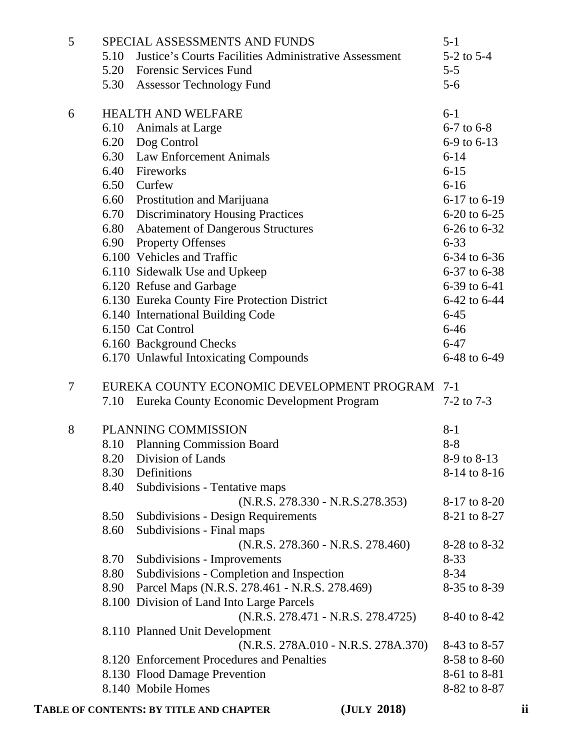| | | | |
|---|---|---|---|
| 5 | | SPECIAL ASSESSMENTS AND FUNDS | 5-1 |
| | 5.10 | Justice's Courts Facilities Administrative Assessment | 5-2 to 5-4 |
| | 5.20 | Forensic Services Fund | 5-5 |
| | 5.30 | Assessor Technology Fund | 5-6 |
| 6 | | HEALTH AND WELFARE | 6-1 |
| | 6.10 | Animals at Large | 6-7 to 6-8 |
| | 6.20 | Dog Control | 6-9 to 6-13 |
| | 6.30 | Law Enforcement Animals | 6-14 |
| | 6.40 | Fireworks | 6-15 |
| | 6.50 | Curfew | 6-16 |
| | 6.60 | Prostitution and Marijuana | 6-17 to 6-19 |
| | 6.70 | Discriminatory Housing Practices | 6-20 to 6-25 |
| | 6.80 | Abatement of Dangerous Structures | 6-26 to 6-32 |
| | 6.90 | Property Offenses | 6-33 |
| | 6.100 | Vehicles and Traffic | 6-34 to 6-36 |
| | 6.110 | Sidewalk Use and Upkeep | 6-37 to 6-38 |
| | 6.120 | Refuse and Garbage | 6-39 to 6-41 |
| | 6.130 | Eureka County Fire Protection District | 6-42 to 6-44 |
| | 6.140 | International Building Code | 6-45 |
| | 6.150 | Cat Control | 6-46 |
| | 6.160 | Background Checks | 6-47 |
| | 6.170 | Unlawful Intoxicating Compounds | 6-48 to 6-49 |
| 7 | | EUREKA COUNTY ECONOMIC DEVELOPMENT PROGRAM | 7-1 |
| | 7.10 | Eureka County Economic Development Program | 7-2 to 7-3 |
| 8 | | PLANNING COMMISSION | 8-1 |
| | 8.10 | Planning Commission Board | 8-8 |
| | 8.20 | Division of Lands | 8-9 to 8-13 |
| | 8.30 | Definitions | 8-14 to 8-16 |
| | 8.40 | Subdivisions - Tentative maps (N.R.S. 278.330 - N.R.S.278.353) | 8-17 to 8-20 |
| | 8.50 | Subdivisions - Design Requirements | 8-21 to 8-27 |
| | 8.60 | Subdivisions - Final maps (N.R.S. 278.360 - N.R.S. 278.460) | 8-28 to 8-32 |
| | 8.70 | Subdivisions - Improvements | 8-33 |
| | 8.80 | Subdivisions - Completion and Inspection | 8-34 |
| | 8.90 | Parcel Maps (N.R.S. 278.461 - N.R.S. 278.469) | 8-35 to 8-39 |
| | 8.100 | Division of Land Into Large Parcels (N.R.S. 278.471 - N.R.S. 278.4725) | 8-40 to 8-42 |
| | 8.110 | Planned Unit Development (N.R.S. 278A.010 - N.R.S. 278A.370) | 8-43 to 8-57 |
| | 8.120 | Enforcement Procedures and Penalties | 8-58 to 8-60 |
| | 8.130 | Flood Damage Prevention | 8-61 to 8-81 |
| | 8.140 | Mobile Homes | 8-82 to 8-87 |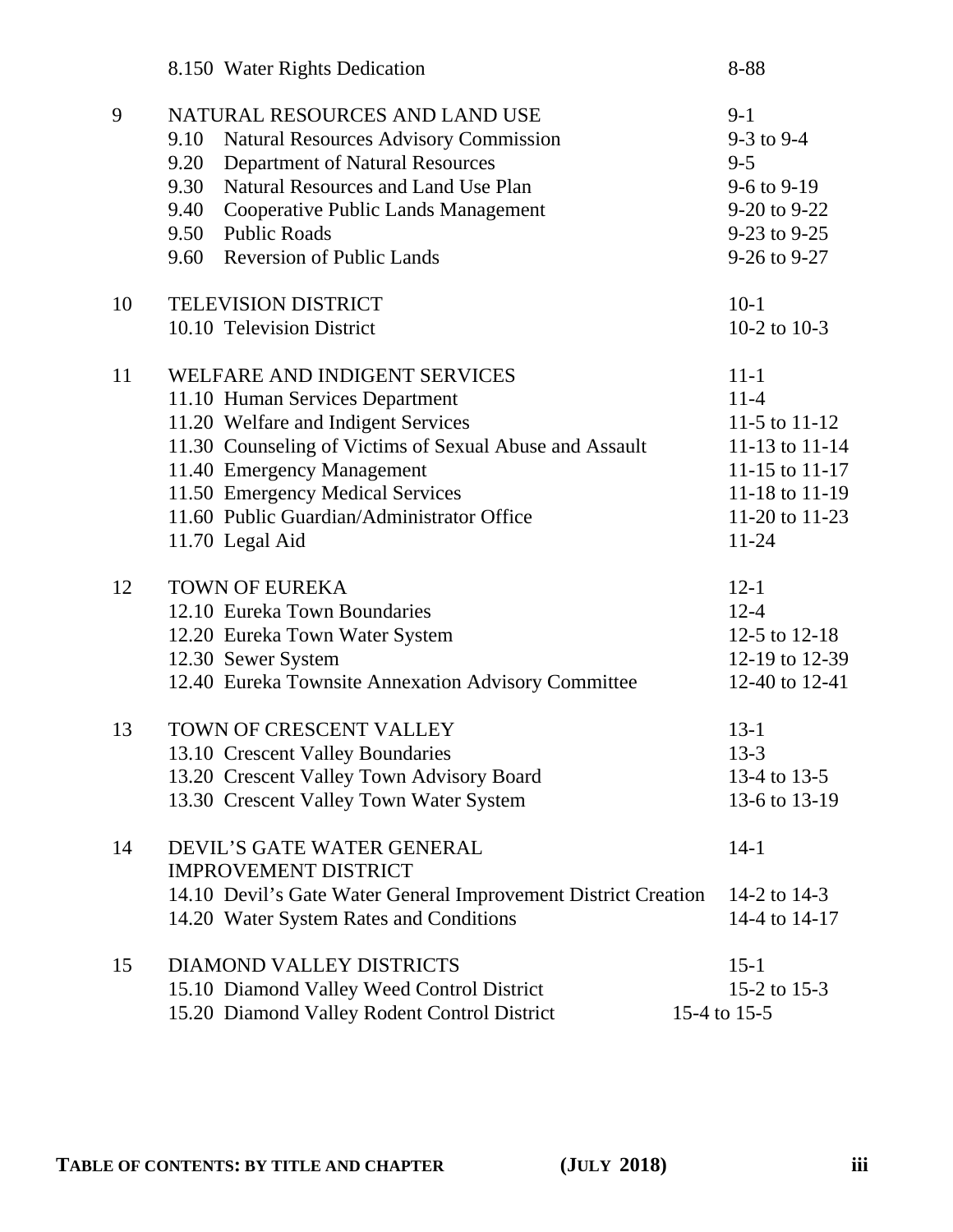| | | |
|---|---|---|
| | 8.150 Water Rights Dedication | 8-88 |
| 9 | NATURAL RESOURCES AND LAND USE | 9-1 |
| | 9.10 Natural Resources Advisory Commission | 9-3 to 9-4 |
| | 9.20 Department of Natural Resources | 9-5 |
| | 9.30 Natural Resources and Land Use Plan | 9-6 to 9-19 |
| | 9.40 Cooperative Public Lands Management | 9-20 to 9-22 |
| | 9.50 Public Roads | 9-23 to 9-25 |
| | 9.60 Reversion of Public Lands | 9-26 to 9-27 |
| 10 | TELEVISION DISTRICT | 10-1 |
| | 10.10 Television District | 10-2 to 10-3 |
| 11 | WELFARE AND INDIGENT SERVICES | 11-1 |
| | 11.10 Human Services Department | 11-4 |
| | 11.20 Welfare and Indigent Services | 11-5 to 11-12 |
| | 11.30 Counseling of Victims of Sexual Abuse and Assault | 11-13 to 11-14 |
| | 11.40 Emergency Management | 11-15 to 11-17 |
| | 11.50 Emergency Medical Services | 11-18 to 11-19 |
| | 11.60 Public Guardian/Administrator Office | 11-20 to 11-23 |
| | 11.70 Legal Aid | 11-24 |
| 12 | TOWN OF EUREKA | 12-1 |
| | 12.10 Eureka Town Boundaries | 12-4 |
| | 12.20 Eureka Town Water System | 12-5 to 12-18 |
| | 12.30 Sewer System | 12-19 to 12-39 |
| | 12.40 Eureka Townsite Annexation Advisory Committee | 12-40 to 12-41 |
| 13 | TOWN OF CRESCENT VALLEY | 13-1 |
| | 13.10 Crescent Valley Boundaries | 13-3 |
| | 13.20 Crescent Valley Town Advisory Board | 13-4 to 13-5 |
| | 13.30 Crescent Valley Town Water System | 13-6 to 13-19 |
| 14 | DEVIL'S GATE WATER GENERAL IMPROVEMENT DISTRICT | 14-1 |
| | 14.10 Devil's Gate Water General Improvement District Creation | 14-2 to 14-3 |
| | 14.20 Water System Rates and Conditions | 14-4 to 14-17 |
| 15 | DIAMOND VALLEY DISTRICTS | 15-1 |
| | 15.10 Diamond Valley Weed Control District | 15-2 to 15-3 |
| | 15.20 Diamond Valley Rodent Control District | 15-4 to 15-5 |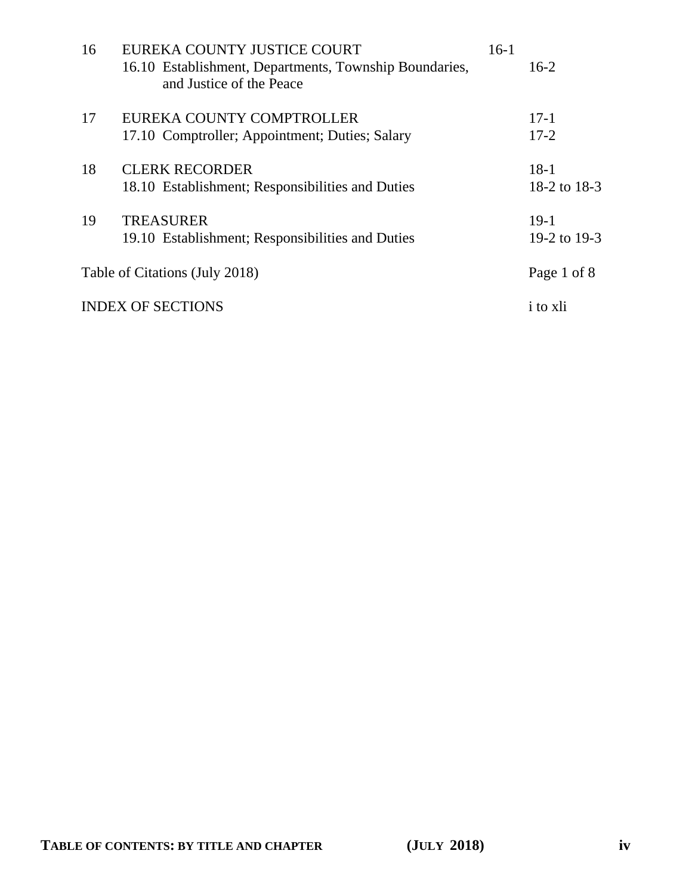| | | |
|---|---|---|
| 16 | EUREKA COUNTY JUSTICE COURT | 16-1 |
| | 16.10 Establishment, Departments, Township Boundaries, and Justice of the Peace | 16-2 |
| 17 | EUREKA COUNTY COMPTROLLER | 17-1 |
| | 17.10 Comptroller; Appointment; Duties; Salary | 17-2 |
| 18 | CLERK RECORDER | 18-1 |
| | 18.10 Establishment; Responsibilities and Duties | 18-2 to 18-3 |
| 19 | TREASURER | 19-1 |
| | 19.10 Establishment; Responsibilities and Duties | 19-2 to 19-3 |
| Table of Citations (July 2018) | | Page 1 of 8 |
| INDEX OF SECTIONS | | i to xli |